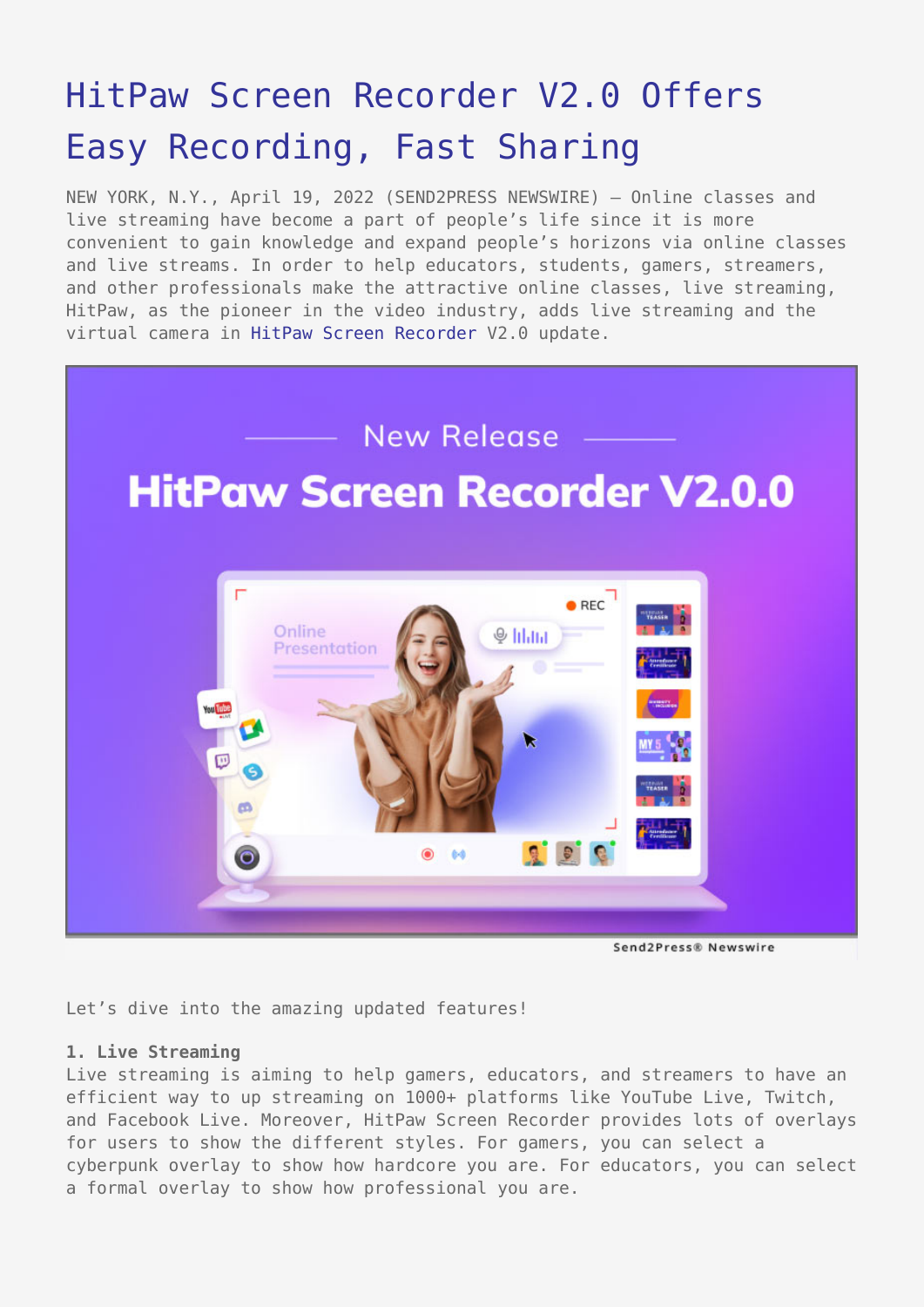# HitPaw Screen Recorder V2.0 Offers Easy Recording, Fast Sharing

NEW YORK, N.Y., April 19, 2022 (SEND2PRESS NEWSWIRE) — Online classes and live streaming have become a part of people's life since it is more convenient to gain knowledge and expand people's horizons via online classes and live streams. In order to help educators, students, gamers, streamers, and other professionals make the attractive online classes, live streaming, HitPaw, as the pioneer in the video industry, adds live streaming and the virtual camera in HitPaw Screen Recorder V2.0 update.

Let's dive into the amazing updated features!

**1. Live Streaming**
Live streaming is aiming to help gamers, educators, and streamers to have an efficient way to up streaming on 1000+ platforms like YouTube Live, Twitch, and Facebook Live. Moreover, HitPaw Screen Recorder provides lots of overlays for users to show the different styles. For gamers, you can select a cyberpunk overlay to show how hardcore you are. For educators, you can select a formal overlay to show how professional you are.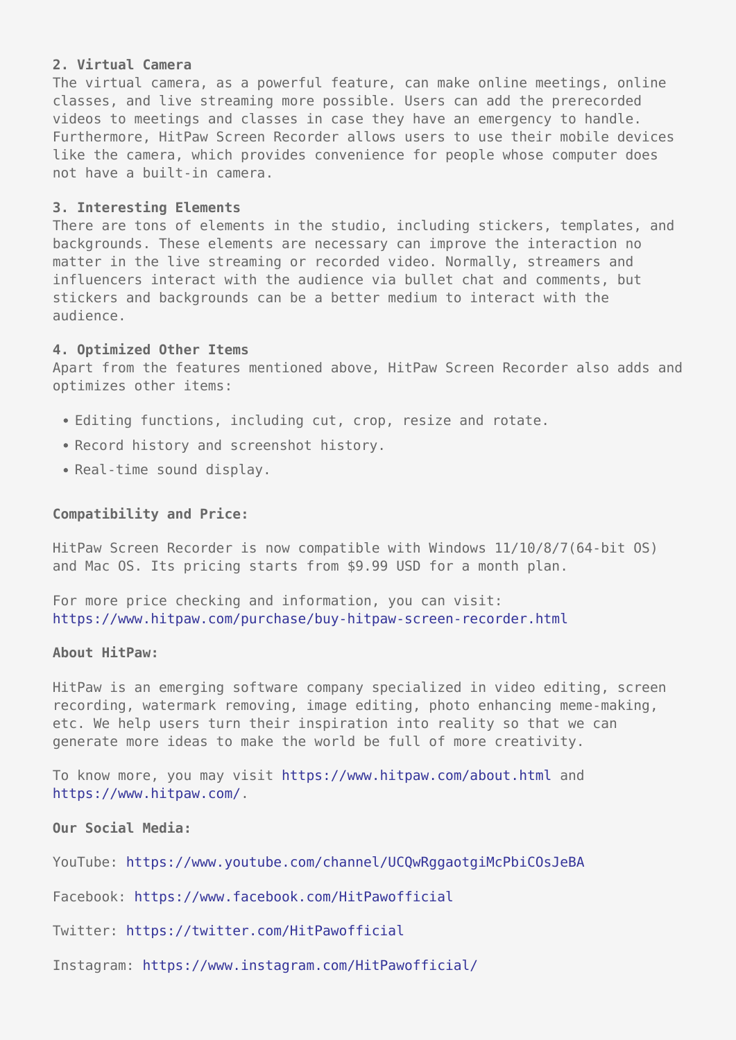**2. Virtual Camera**
The virtual camera, as a powerful feature, can make online meetings, online classes, and live streaming more possible. Users can add the prerecorded videos to meetings and classes in case they have an emergency to handle. Furthermore, HitPaw Screen Recorder allows users to use their mobile devices like the camera, which provides convenience for people whose computer does not have a built-in camera.

**3. Interesting Elements**
There are tons of elements in the studio, including stickers, templates, and backgrounds. These elements are necessary can improve the interaction no matter in the live streaming or recorded video. Normally, streamers and influencers interact with the audience via bullet chat and comments, but stickers and backgrounds can be a better medium to interact with the audience.

**4. Optimized Other Items**
Apart from the features mentioned above, HitPaw Screen Recorder also adds and optimizes other items:

- Editing functions, including cut, crop, resize and rotate.
- Record history and screenshot history.
- Real-time sound display.

**Compatibility and Price:**

HitPaw Screen Recorder is now compatible with Windows 11/10/8/7(64-bit OS) and Mac OS. Its pricing starts from $9.99 USD for a month plan.

For more price checking and information, you can visit: https://www.hitpaw.com/purchase/buy-hitpaw-screen-recorder.html

**About HitPaw:**

HitPaw is an emerging software company specialized in video editing, screen recording, watermark removing, image editing, photo enhancing meme-making, etc. We help users turn their inspiration into reality so that we can generate more ideas to make the world be full of more creativity.

To know more, you may visit https://www.hitpaw.com/about.html and https://www.hitpaw.com/.

**Our Social Media:**

YouTube: https://www.youtube.com/channel/UCQwRggaotgiMcPbiCOsJeBA

Facebook: https://www.facebook.com/HitPawofficial

Twitter: https://twitter.com/HitPawofficial

Instagram: https://www.instagram.com/HitPawofficial/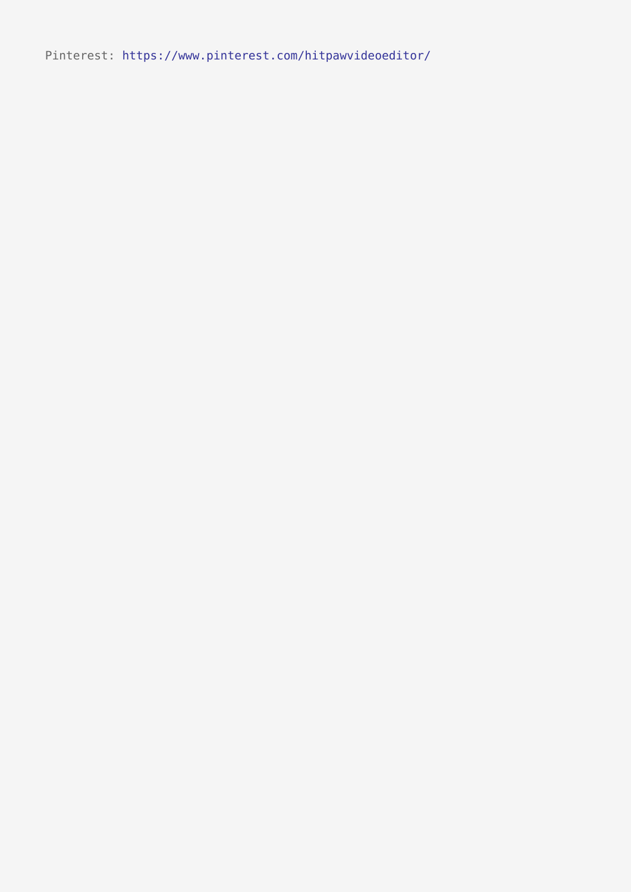Pinterest: https://www.pinterest.com/hitpawvideoeditor/